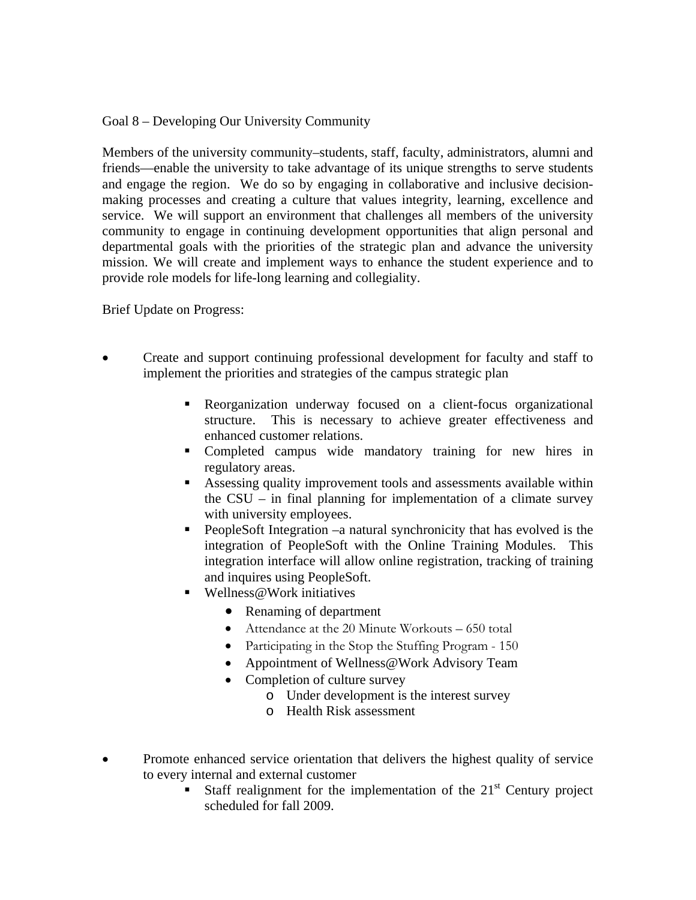Goal 8 – Developing Our University Community

Members of the university community–students, staff, faculty, administrators, alumni and friends—enable the university to take advantage of its unique strengths to serve students and engage the region. We do so by engaging in collaborative and inclusive decision-making processes and creating a culture that values integrity, learning, excellence and service. We will support an environment that challenges all members of the university community to engage in continuing development opportunities that align personal and departmental goals with the priorities of the strategic plan and advance the university mission. We will create and implement ways to enhance the student experience and to provide role models for life-long learning and collegiality.

Brief Update on Progress:

- Create and support continuing professional development for faculty and staff to implement the priorities and strategies of the campus strategic plan
  - Reorganization underway focused on a client-focus organizational structure. This is necessary to achieve greater effectiveness and enhanced customer relations.
  - Completed campus wide mandatory training for new hires in regulatory areas.
  - Assessing quality improvement tools and assessments available within the CSU – in final planning for implementation of a climate survey with university employees.
  - PeopleSoft Integration –a natural synchronicity that has evolved is the integration of PeopleSoft with the Online Training Modules. This integration interface will allow online registration, tracking of training and inquires using PeopleSoft.
  - Wellness@Work initiatives
    - Renaming of department
    - Attendance at the 20 Minute Workouts – 650 total
    - Participating in the Stop the Stuffing Program - 150
    - Appointment of Wellness@Work Advisory Team
    - Completion of culture survey
      - Under development is the interest survey
      - Health Risk assessment

- Promote enhanced service orientation that delivers the highest quality of service to every internal and external customer
  - Staff realignment for the implementation of the 21st Century project scheduled for fall 2009.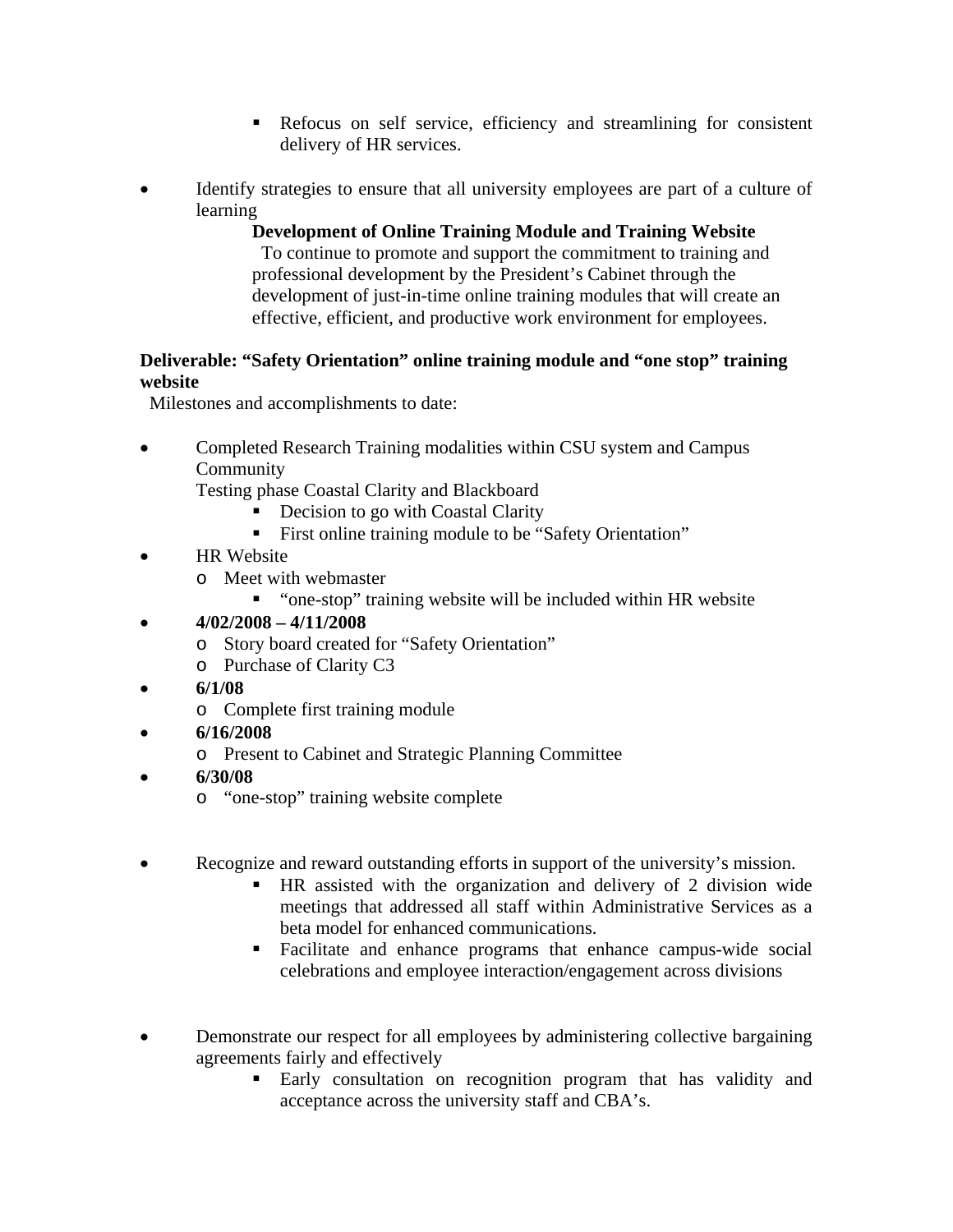- Refocus on self service, efficiency and streamlining for consistent delivery of HR services.

- Identify strategies to ensure that all university employees are part of a culture of learning

  **Development of Online Training Module and Training Website**

  To continue to promote and support the commitment to training and professional development by the President's Cabinet through the development of just-in-time online training modules that will create an effective, efficient, and productive work environment for employees.

**Deliverable: "Safety Orientation" online training module and "one stop" training website**

Milestones and accomplishments to date:

- Completed Research Training modalities within CSU system and Campus Community

  Testing phase Coastal Clarity and Blackboard
    - Decision to go with Coastal Clarity
    - First online training module to be "Safety Orientation"
- HR Website
    - Meet with webmaster
        - "one-stop" training website will be included within HR website
- **4/02/2008 – 4/11/2008**
    - Story board created for "Safety Orientation"
    - Purchase of Clarity C3
- **6/1/08**
    - Complete first training module
- **6/16/2008**
    - Present to Cabinet and Strategic Planning Committee
- **6/30/08**
    - "one-stop" training website complete

- Recognize and reward outstanding efforts in support of the university's mission.
    - HR assisted with the organization and delivery of 2 division wide meetings that addressed all staff within Administrative Services as a beta model for enhanced communications.
    - Facilitate and enhance programs that enhance campus-wide social celebrations and employee interaction/engagement across divisions

- Demonstrate our respect for all employees by administering collective bargaining agreements fairly and effectively
    - Early consultation on recognition program that has validity and acceptance across the university staff and CBA's.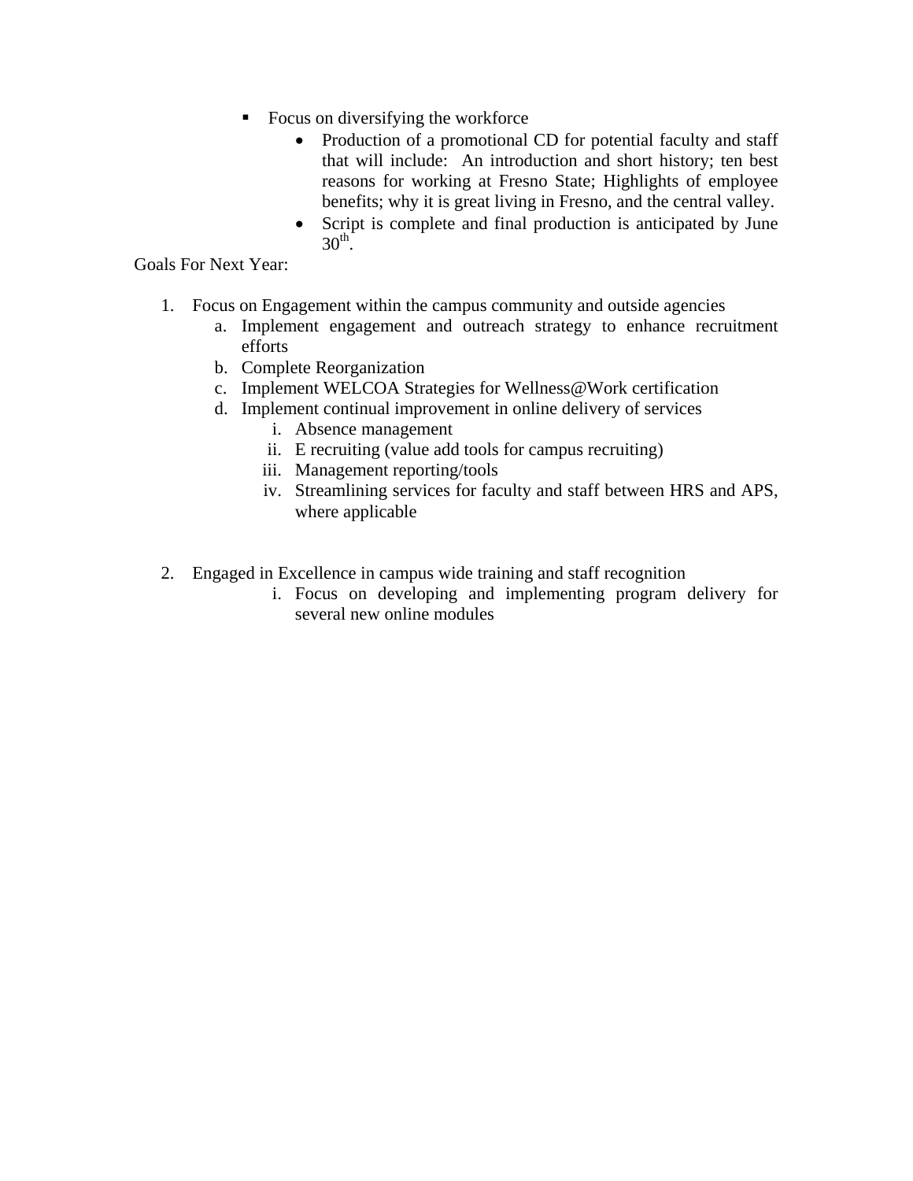- Focus on diversifying the workforce
    - Production of a promotional CD for potential faculty and staff that will include: An introduction and short history; ten best reasons for working at Fresno State; Highlights of employee benefits; why it is great living in Fresno, and the central valley.
    - Script is complete and final production is anticipated by June 30th.

Goals For Next Year:

1. Focus on Engagement within the campus community and outside agencies
    a. Implement engagement and outreach strategy to enhance recruitment efforts
    b. Complete Reorganization
    c. Implement WELCOA Strategies for Wellness@Work certification
    d. Implement continual improvement in online delivery of services
        i. Absence management
        ii. E recruiting (value add tools for campus recruiting)
        iii. Management reporting/tools
        iv. Streamlining services for faculty and staff between HRS and APS, where applicable

2. Engaged in Excellence in campus wide training and staff recognition
    i. Focus on developing and implementing program delivery for several new online modules